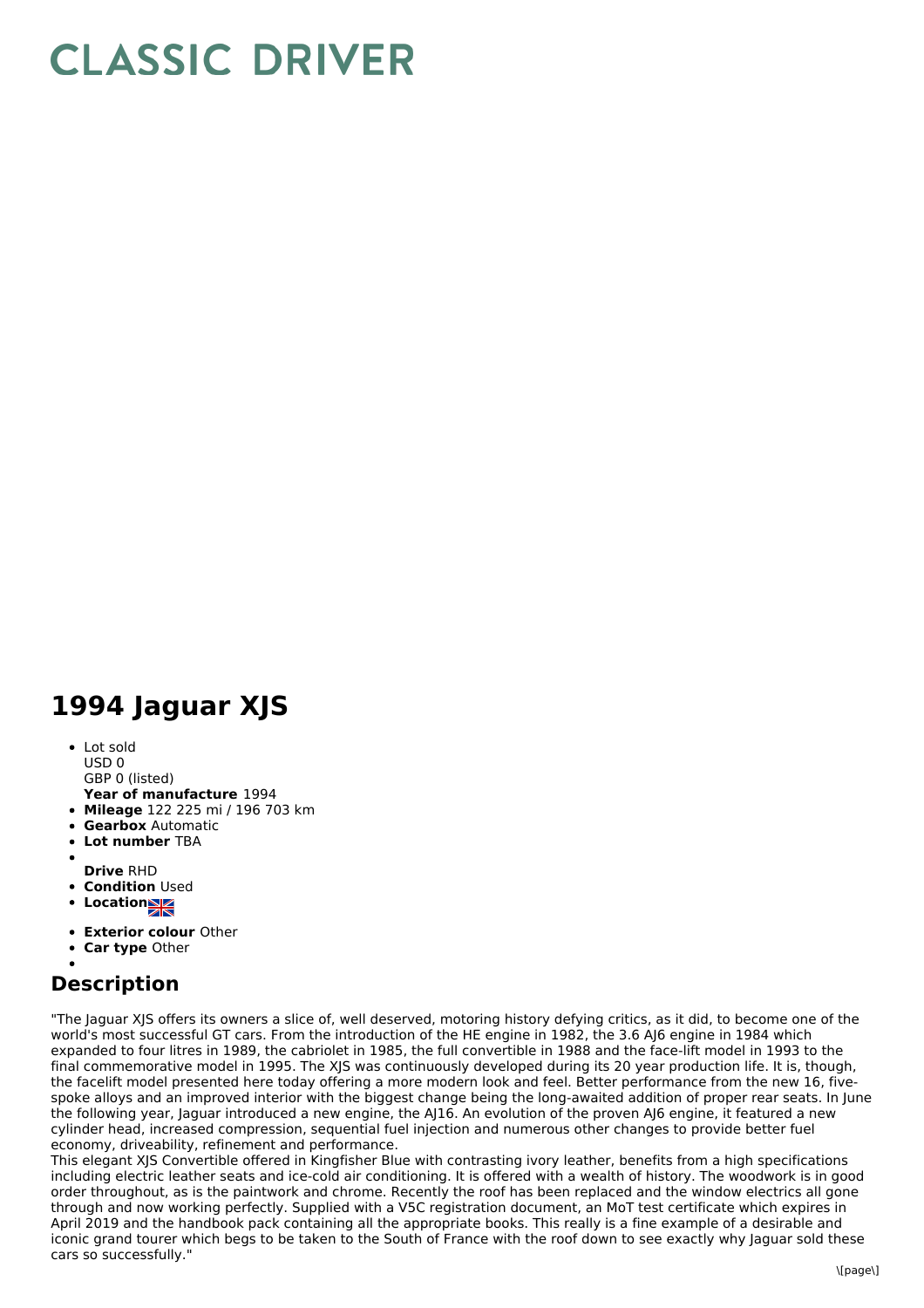# CLASSIC DRIVER

## 1994 Jaguar XJS

- Lot sold  
  USD 0  
  GBP 0 (listed)  
  **Year of manufacture** 1994
- **Mileage** 122 225 mi / 196 703 km
- **Gearbox** Automatic
- **Lot number** TBA
- **Drive** RHD
- **Condition** Used
- **Location**
- **Exterior colour** Other
- **Car type** Other

## Description

"The Jaguar XJS offers its owners a slice of, well deserved, motoring history defying critics, as it did, to become one of the world's most successful GT cars. From the introduction of the HE engine in 1982, the 3.6 AJ6 engine in 1984 which expanded to four litres in 1989, the cabriolet in 1985, the full convertible in 1988 and the face-lift model in 1993 to the final commemorative model in 1995. The XJS was continuously developed during its 20 year production life. It is, though, the facelift model presented here today offering a more modern look and feel. Better performance from the new 16, five-spoke alloys and an improved interior with the biggest change being the long-awaited addition of proper rear seats. In June the following year, Jaguar introduced a new engine, the AJ16. An evolution of the proven AJ6 engine, it featured a new cylinder head, increased compression, sequential fuel injection and numerous other changes to provide better fuel economy, driveability, refinement and performance.
This elegant XJS Convertible offered in Kingfisher Blue with contrasting ivory leather, benefits from a high specifications including electric leather seats and ice-cold air conditioning. It is offered with a wealth of history. The woodwork is in good order throughout, as is the paintwork and chrome. Recently the roof has been replaced and the window electrics all gone through and now working perfectly. Supplied with a V5C registration document, an MoT test certificate which expires in April 2019 and the handbook pack containing all the appropriate books. This really is a fine example of a desirable and iconic grand tourer which begs to be taken to the South of France with the roof down to see exactly why Jaguar sold these cars so successfully."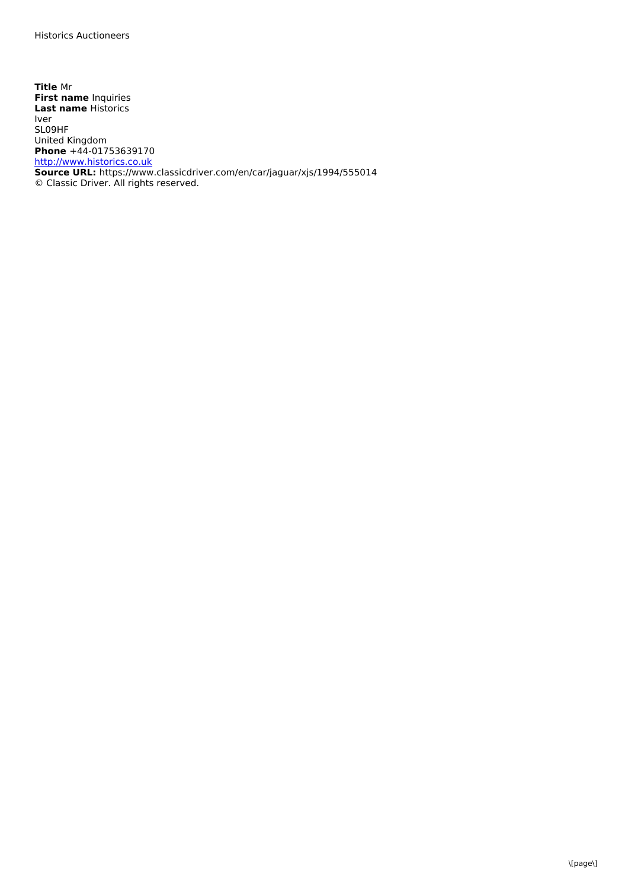Historics Auctioneers

**Title** Mr
**First name** Inquiries
**Last name** Historics
Iver
SL09HF
United Kingdom
**Phone** +44-01753639170
[http://www.historics.co.uk](http://www.historics.co.uk)
**Source URL:** https://www.classicdriver.com/en/car/jaguar/xjs/1994/555014
© Classic Driver. All rights reserved.